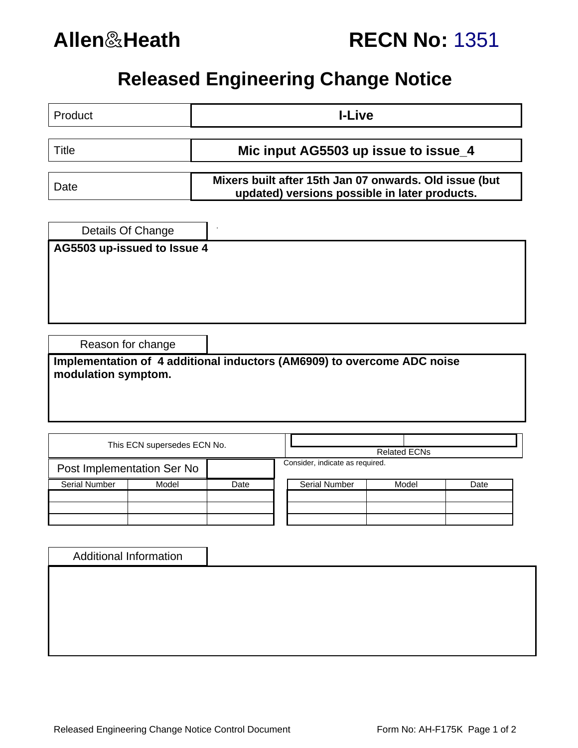**Allen&Heath** **RECN No: 1351**

# Released Engineering Change Notice

| | |
|---|---|
| Product | **I-Live** |
| Title | **Mic input AG5503 up issue to issue_4** |
| Date | **Mixers built after 15th Jan 07 onwards. Old issue (but updated) versions possible in later products.** |

## Details Of Change

**AG5503 up-issued to Issue 4**

## Reason for change

**Implementation of 4 additional inductors (AM6909) to overcome ADC noise modulation symptom.**

| | |
|---|---|
| This ECN supersedes ECN No. | |
| Related ECNs | |

Consider, indicate as required.

**Post Implementation Ser No**

| Serial Number | Model | Date |
|---|---|---|
| | | |
| | | |
| | | |

| Serial Number | Model | Date |
|---|---|---|
| | | |
| | | |
| | | |

## Additional Information

Released Engineering Change Notice Control Document — Form No: AH-F175K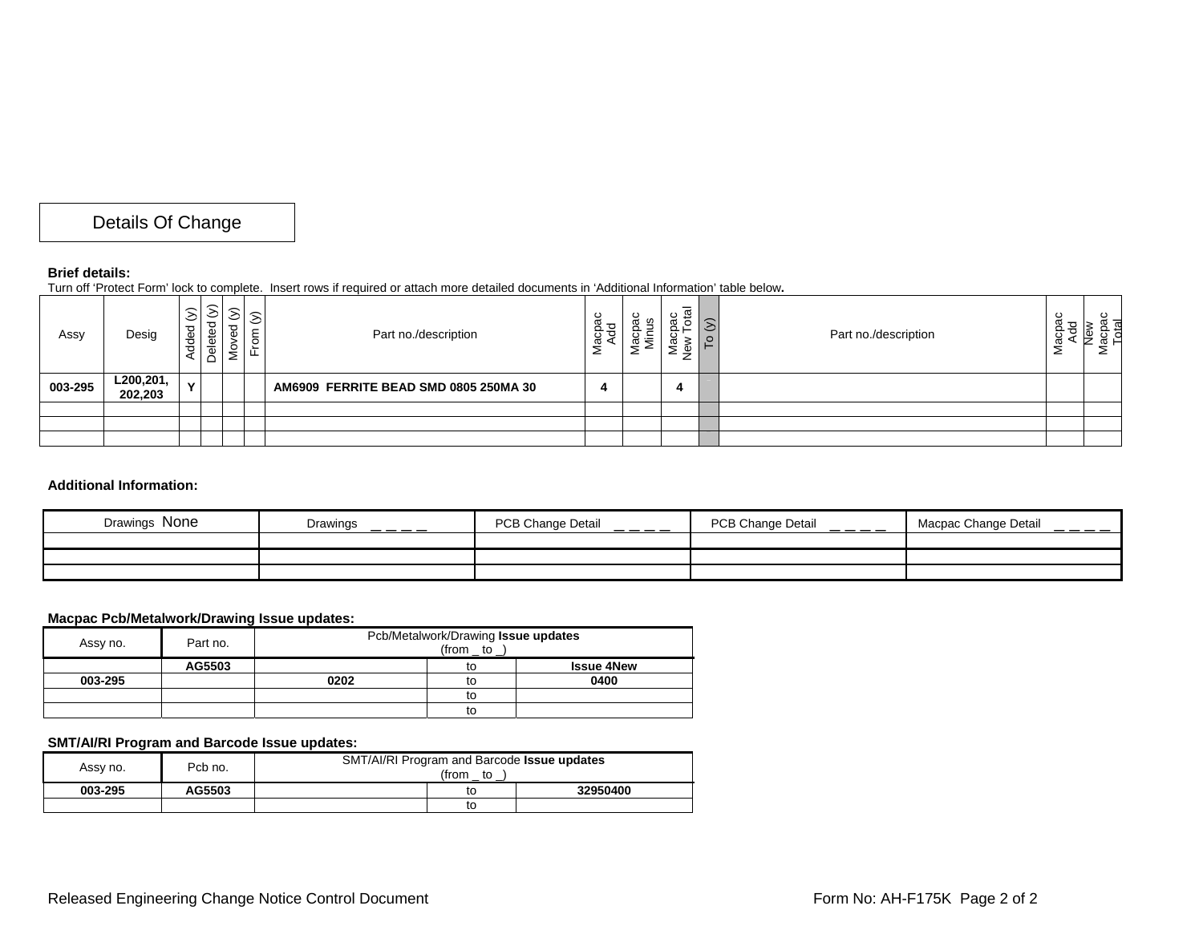## Details Of Change

**Brief details:**
Turn off 'Protect Form' lock to complete. Insert rows if required or attach more detailed documents in 'Additional Information' table below.

| Assy | Desig | Added (y) | Deleted (y) | Moved (y) | From (y) | Part no./description | Macpac Add | Macpac Minus | Macpac New Total | To (y) | Part no./description | Macpac Add | New Macpac Total |
|---|---|---|---|---|---|---|---|---|---|---|---|---|---|
| **003-295** | **L200,201, 202,203** | **Y** | | | | **AM6909 FERRITE BEAD SMD 0805 250MA 30** | **4** | | **4** | | | | |
| | | | | | | | | | | | | | |
| | | | | | | | | | | | | | |
| | | | | | | | | | | | | | |

**Additional Information:**

| Drawings None | Drawings _ _ _ _ | PCB Change Detail _ _ _ _ | PCB Change Detail _ _ _ _ | Macpac Change Detail _ _ _ _ |
|---|---|---|---|---|
| | | | | |
| | | | | |
| | | | | |

**Macpac Pcb/Metalwork/Drawing Issue updates:**

| Assy no. | Part no. | Pcb/Metalwork/Drawing **Issue updates** (from _ to _) | | |
|---|---|---|---|---|
| | **AG5503** | | to | **Issue 4New** |
| **003-295** | | **0202** | to | **0400** |
| | | | to | |
| | | | to | |

**SMT/AI/RI Program and Barcode Issue updates:**

| Assy no. | Pcb no. | SMT/AI/RI Program and Barcode **Issue updates** (from _ to _) | | |
|---|---|---|---|---|
| **003-295** | **AG5503** | | to | **32950400** |
| | | | to | |

Released Engineering Change Notice Control Document

Form No: AH-F175K